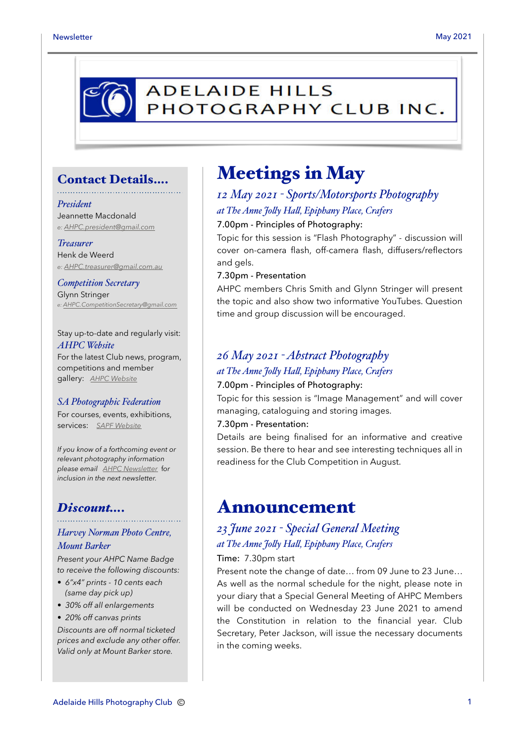# ADELAIDE HILLS PHOTOGRAPHY CLUB INC.

## Contact Details....

*President*
Jeannette Macdonald
*e: AHPC.president@gmail.com*

*Treasurer*
Henk de Weerd
*e: AHPC.treasurer@gmail.com.au*

*Competition Secretary*
Glynn Stringer
*e: AHPC.CompetitionSecretary@gmail.com*

Stay up-to-date and regularly visit:
*AHPC Website*
For the latest Club news, program, competitions and member gallery: *AHPC Website*

*SA Photographic Federation*
For courses, events, exhibitions, services: *SAPF Website*

*If you know of a forthcoming event or relevant photography information please email AHPC Newsletter for inclusion in the next newsletter.*

## Discount....

*Harvey Norman Photo Centre, Mount Barker*

*Present your AHPC Name Badge to receive the following discounts:*

- *6"x4" prints - 10 cents each (same day pick up)*
- *30% off all enlargements*
- *20% off canvas prints*

*Discounts are off normal ticketed prices and exclude any other offer. Valid only at Mount Barker store.*

# Meetings in May

### *12 May 2021 - Sports/Motorsports Photography*

*at The Anne Jolly Hall, Epiphany Place, Crafers*

7.00pm - Principles of Photography:

Topic for this session is "Flash Photography" - discussion will cover on-camera flash, off-camera flash, diffusers/reflectors and gels.

7.30pm - Presentation

AHPC members Chris Smith and Glynn Stringer will present the topic and also show two informative YouTubes. Question time and group discussion will be encouraged.

### *26 May 2021 - Abstract Photography*

*at The Anne Jolly Hall, Epiphany Place, Crafers*

7.00pm - Principles of Photography:

Topic for this session is "Image Management" and will cover managing, cataloguing and storing images.

7.30pm - Presentation:

Details are being finalised for an informative and creative session. Be there to hear and see interesting techniques all in readiness for the Club Competition in August.

# Announcement

### *23 June 2021 - Special General Meeting*

*at The Anne Jolly Hall, Epiphany Place, Crafers*

Time: 7.30pm start

Present note the change of date… from 09 June to 23 June… As well as the normal schedule for the night, please note in your diary that a Special General Meeting of AHPC Members will be conducted on Wednesday 23 June 2021 to amend the Constitution in relation to the financial year. Club Secretary, Peter Jackson, will issue the necessary documents in the coming weeks.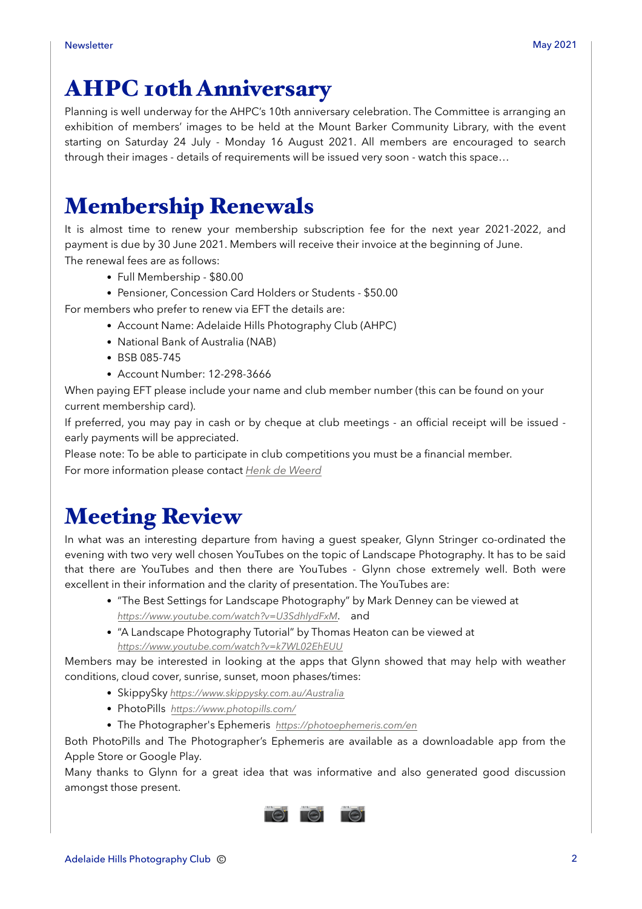# AHPC 10th Anniversary

Planning is well underway for the AHPC's 10th anniversary celebration. The Committee is arranging an exhibition of members' images to be held at the Mount Barker Community Library, with the event starting on Saturday 24 July - Monday 16 August 2021. All members are encouraged to search through their images - details of requirements will be issued very soon - watch this space…

# Membership Renewals

It is almost time to renew your membership subscription fee for the next year 2021-2022, and payment is due by 30 June 2021. Members will receive their invoice at the beginning of June.

The renewal fees are as follows:

- Full Membership - $80.00
- Pensioner, Concession Card Holders or Students - $50.00

For members who prefer to renew via EFT the details are:

- Account Name: Adelaide Hills Photography Club (AHPC)
- National Bank of Australia (NAB)
- BSB 085-745
- Account Number: 12-298-3666

When paying EFT please include your name and club member number (this can be found on your current membership card).

If preferred, you may pay in cash or by cheque at club meetings - an official receipt will be issued - early payments will be appreciated.

Please note: To be able to participate in club competitions you must be a financial member.

For more information please contact *Henk de Weerd*

# Meeting Review

In what was an interesting departure from having a guest speaker, Glynn Stringer co-ordinated the evening with two very well chosen YouTubes on the topic of Landscape Photography. It has to be said that there are YouTubes and then there are YouTubes - Glynn chose extremely well. Both were excellent in their information and the clarity of presentation. The YouTubes are:

- "The Best Settings for Landscape Photography" by Mark Denney can be viewed at *https://www.youtube.com/watch?v=U3SdhIydFxM*. and
- "A Landscape Photography Tutorial" by Thomas Heaton can be viewed at *https://www.youtube.com/watch?v=k7WL02EhEUU*

Members may be interested in looking at the apps that Glynn showed that may help with weather conditions, cloud cover, sunrise, sunset, moon phases/times:

- SkippySky *https://www.skippysky.com.au/Australia*
- PhotoPills *https://www.photopills.com/*
- The Photographer's Ephemeris *https://photoephemeris.com/en*

Both PhotoPills and The Photographer's Ephemeris are available as a downloadable app from the Apple Store or Google Play.

Many thanks to Glynn for a great idea that was informative and also generated good discussion amongst those present.